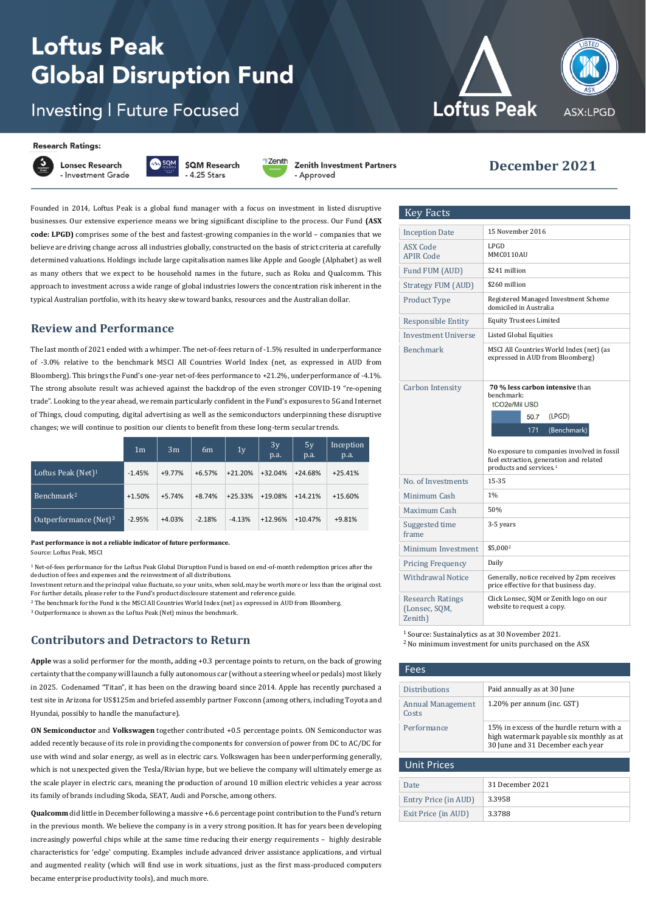# Loftus Peak Global Disruption Fund

Investing | Future Focused

Loftus Peak

ASX:LPGD

**Research Ratings:**

Lonsec Research - Investment Grade

SQM Research - 4.25 Stars

Zenith Investment Partners - Approved

## December 2021

Founded in 2014, Loftus Peak is a global fund manager with a focus on investment in listed disruptive businesses. Our extensive experience means we bring significant discipline to the process. Our Fund **(ASX code: LPGD)** comprises some of the best and fastest-growing companies in the world – companies that we believe are driving change across all industries globally, constructed on the basis of strict criteria at carefully determined valuations. Holdings include large capitalisation names like Apple and Google (Alphabet) as well as many others that we expect to be household names in the future, such as Roku and Qualcomm. This approach to investment across a wide range of global industries lowers the concentration risk inherent in the typical Australian portfolio, with its heavy skew toward banks, resources and the Australian dollar.

## Review and Performance

The last month of 2021 ended with a whimper. The net-of-fees return of -1.5% resulted in underperformance of -3.0% relative to the benchmark MSCI All Countries World Index (net, as expressed in AUD from Bloomberg). This brings the Fund's one-year net-of-fees performance to +21.2%, underperformance of -4.1%. The strong absolute result was achieved against the backdrop of the even stronger COVID-19 "re-opening trade". Looking to the year ahead, we remain particularly confident in the Fund's exposures to 5G and Internet of Things, cloud computing, digital advertising as well as the semiconductors underpinning these disruptive changes; we will continue to position our clients to benefit from these long-term secular trends.

| | 1m | 3m | 6m | 1y | 3y p.a. | 5y p.a. | Inception p.a. |
|---|---|---|---|---|---|---|---|
| Loftus Peak (Net)[1] | -1.45% | +9.77% | +6.57% | +21.20% | +32.04% | +24.68% | +25.41% |
| Benchmark[2] | +1.50% | +5.74% | +8.74% | +25.33% | +19.08% | +14.21% | +15.60% |
| Outperformance (Net)[3] | -2.95% | +4.03% | -2.18% | -4.13% | +12.96% | +10.47% | +9.81% |

**Past performance is not a reliable indicator of future performance.**
Source: Loftus Peak, MSCI

[1] Net-of-fees performance for the Loftus Peak Global Disruption Fund is based on end-of-month redemption prices after the deduction of fees and expenses and the reinvestment of all distributions.
Investment return and the principal value fluctuate, so your units, when sold, may be worth more or less than the original cost. For further details, please refer to the Fund's product disclosure statement and reference guide.
[2] The benchmark for the Fund is the MSCI All Countries World Index (net) as expressed in AUD from Bloomberg.
[3] Outperformance is shown as the Loftus Peak (Net) minus the benchmark.

## Contributors and Detractors to Return

**Apple** was a solid performer for the month**,** adding +0.3 percentage points to return, on the back of growing certainty that the company will launch a fully autonomous car (without a steering wheel or pedals) most likely in 2025. Codenamed "Titan", it has been on the drawing board since 2014. Apple has recently purchased a test site in Arizona for US$125m and briefed assembly partner Foxconn (among others, including Toyota and Hyundai, possibly to handle the manufacture).

**ON Semiconductor** and **Volkswagen** together contributed +0.5 percentage points. ON Semiconductor was added recently because of its role in providing the components for conversion of power from DC to AC/DC for use with wind and solar energy, as well as in electric cars. Volkswagen has been underperforming generally, which is not unexpected given the Tesla/Rivian hype, but we believe the company will ultimately emerge as the scale player in electric cars, meaning the production of around 10 million electric vehicles a year across its family of brands including Skoda, SEAT, Audi and Porsche, among others.

**Qualcomm** did little in December following a massive +6.6 percentage point contribution to the Fund's return in the previous month. We believe the company is in a very strong position. It has for years been developing increasingly powerful chips while at the same time reducing their energy requirements – highly desirable characteristics for 'edge' computing. Examples include advanced driver assistance applications, and virtual and augmented reality (which will find use in work situations, just as the first mass-produced computers became enterprise productivity tools), and much more.

## Key Facts

| | |
|---|---|
| Inception Date | 15 November 2016 |
| ASX Code<br>APIR Code | LPGD<br>MMC0110AU |
| Fund FUM (AUD) | $241 million |
| Strategy FUM (AUD) | $260 million |
| Product Type | Registered Managed Investment Scheme domiciled in Australia |
| Responsible Entity | Equity Trustees Limited |
| Investment Universe | Listed Global Equities |
| Benchmark | MSCI All Countries World Index (net) (as expressed in AUD from Bloomberg) |
| Carbon Intensity | **70 % less carbon intensive** than benchmark:<br>tCO2e/Mil USD<br>50.7 (LPGD)<br>171 (Benchmark)<br>No exposure to companies involved in fossil fuel extraction, generation and related products and services.[1] |
| No. of Investments | 15-35 |
| Minimum Cash | 1% |
| Maximum Cash | 50% |
| Suggested time frame | 3-5 years |
| Minimum Investment | $5,000[2] |
| Pricing Frequency | Daily |
| Withdrawal Notice | Generally, notice received by 2pm receives price effective for that business day. |
| Research Ratings (Lonsec, SQM, Zenith) | Click Lonsec, SQM or Zenith logo on our website to request a copy. |

[1] Source: Sustainalytics as at 30 November 2021.
[2] No minimum investment for units purchased on the ASX

## Fees

| | |
|---|---|
| Distributions | Paid annually as at 30 June |
| Annual Management Costs | 1.20% per annum (inc. GST) |
| Performance | 15% in excess of the hurdle return with a high watermark payable six monthly as at 30 June and 31 December each year |

## Unit Prices

| | |
|---|---|
| Date | 31 December 2021 |
| Entry Price (in AUD) | 3.3958 |
| Exit Price (in AUD) | 3.3788 |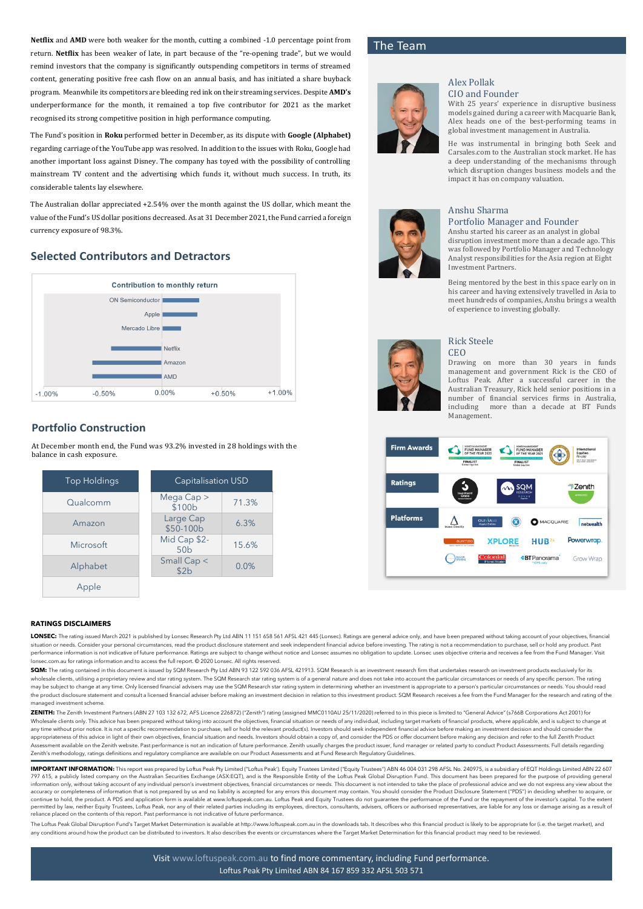**Netflix** and **AMD** were both weaker for the month, cutting a combined -1.0 percentage point from return. **Netflix** has been weaker of late, in part because of the "re-opening trade", but we would remind investors that the company is significantly outspending competitors in terms of streamed content, generating positive free cash flow on an annual basis, and has initiated a share buyback program. Meanwhile its competitors are bleeding red ink on their streaming services. Despite **AMD's** underperformance for the month, it remained a top five contributor for 2021 as the market recognised its strong competitive position in high performance computing.

The Fund's position in **Roku** performed better in December, as its dispute with **Google (Alphabet)** regarding carriage of the YouTube app was resolved. In addition to the issues with Roku, Google had another important loss against Disney. The company has toyed with the possibility of controlling mainstream TV content and the advertising which funds it, without much success. In truth, its considerable talents lay elsewhere.

The Australian dollar appreciated +2.54% over the month against the US dollar, which meant the value of the Fund's US dollar positions decreased. As at 31 December 2021, the Fund carried a foreign currency exposure of 98.3%.

## Selected Contributors and Detractors

Contribution to monthly return

ON Semiconductor
Apple
Mercado Libre
Netflix
Amazon
AMD

-1.00% -0.50% 0.00% +0.50% +1.00%

## Portfolio Construction

At December month end, the Fund was 93.2% invested in 28 holdings with the balance in cash exposure.

| Top Holdings |
|---|
| Qualcomm |
| Amazon |
| Microsoft |
| Alphabet |
| Apple |

| Capitalisation USD | |
|---|---|
| Mega Cap > $100b | 71.3% |
| Large Cap $50-100b | 6.3% |
| Mid Cap $2-50b | 15.6% |
| Small Cap < $2b | 0.0% |

## The Team

### Alex Pollak
**CIO and Founder**

With 25 years' experience in disruptive business models gained during a career with Macquarie Bank, Alex heads one of the best-performing teams in global investment management in Australia.

He was instrumental in bringing both Seek and Carsales.com to the Australian stock market. He has a deep understanding of the mechanisms through which disruption changes business models and the impact it has on company valuation.

### Anshu Sharma
**Portfolio Manager and Founder**

Anshu started his career as an analyst in global disruption investment more than a decade ago. This was followed by Portfolio Manager and Technology Analyst responsibilities for the Asia region at Eight Investment Partners.

Being mentored by the best in this space early on in his career and having extensively travelled in Asia to meet hundreds of companies, Anshu brings a wealth of experience to investing globally.

### Rick Steele
**CEO**

Drawing on more than 30 years in funds management and government Rick is the CEO of Loftus Peak. After a successful career in the Australian Treasury, Rick held senior positions in a number of financial services firms in Australia, including more than a decade at BT Funds Management.

**Firm Awards**

**Ratings**

**Platforms**

### RATINGS DISCLAIMERS

**LONSEC:** The rating issued March 2021 is published by Lonsec Research Pty Ltd ABN 11 151 658 561 AFSL 421 445 (Lonsec). Ratings are general advice only, and have been prepared without taking account of your objectives, financial situation or needs. Consider your personal circumstances, read the product disclosure statement and seek independent financial advice before investing. The rating is not a recommendation to purchase, sell or hold any product. Past performance information is not indicative of future performance. Ratings are subject to change without notice and Lonsec assumes no obligation to update. Lonsec uses objective criteria and receives a fee from the Fund Manager. Visit lonsec.com.au for ratings information and to access the full report. © 2020 Lonsec. All rights reserved.

**SQM:** The rating contained in this document is issued by SQM Research Pty Ltd ABN 93 122 592 036 AFSL 421913. SQM Research is an investment research firm that undertakes research on investment products exclusively for its wholesale clients, utilising a proprietary review and star rating system. The SQM Research star rating system is of a general nature and does not take into account the particular circumstances or needs of any specific person. The rating may be subject to change at any time. Only licensed financial advisers may use the SQM Research star rating system in determining whether an investment is appropriate to a person's particular circumstances or needs. You should read the product disclosure statement and consult a licensed financial adviser before making an investment decision in relation to this investment product. SQM Research receives a fee from the Fund Manager for the research and rating of the managed investment scheme.

**ZENITH:** The Zenith Investment Partners (ABN 27 103 132 672, AFS Licence 226872) ("Zenith") rating (assigned MMC0110AU 25/11/2020) referred to in this piece is limited to "General Advice" (s766B Corporations Act 2001) for Wholesale clients only. This advice has been prepared without taking into account the objectives, financial situation or needs of any individual, including target markets of financial products, where applicable, and is subject to change at any time without prior notice. It is not a specific recommendation to purchase, sell or hold the relevant product(s). Investors should seek independent financial advice before making an investment decision and should consider the appropriateness of this advice in light of their own objectives, financial situation and needs. Investors should obtain a copy of, and consider the PDS or offer document before making any decision and refer to the full Zenith Product Assessment available on the Zenith website. Past performance is not an indication of future performance. Zenith usually charges the product issuer, fund manager or related party to conduct Product Assessments. Full details regarding Zenith's methodology, ratings definitions and regulatory compliance are available on our Product Assessments and at Fund Research Regulatory Guidelines.

**IMPORTANT INFORMATION:** This report was prepared by Loftus Peak Pty Limited ("Loftus Peak"). Equity Trustees Limited ("Equity Trustees") ABN 46 004 031 298 AFSL No. 240975, is a subsidiary of EQT Holdings Limited ABN 22 607 797 615, a publicly listed company on the Australian Securities Exchange (ASX:EQT), and is the Responsible Entity of the Loftus Peak Global Disruption Fund. This document has been prepared for the purpose of providing general information only, without taking account of any individual person's investment objectives, financial circumstances or needs. This document is not intended to take the place of professional advice and we do not express any view about the accuracy or completeness of information that is not prepared by us and no liability is accepted for any errors this document may contain. You should consider the Product Disclosure Statement ("PDS") in deciding whether to acquire, or continue to hold, the product. A PDS and application form is available at www.loftuspeak.com.au. Loftus Peak and Equity Trustees do not guarantee the performance of the Fund or the repayment of the investor's capital. To the extent permitted by law, neither Equity Trustees, Loftus Peak, nor any of their related parties including its employees, directors, consultants, advisers, officers or authorised representatives, are liable for any loss or damage arising as a result of reliance placed on the contents of this report. Past performance is not indicative of future performance.

The Loftus Peak Global Disruption Fund's Target Market Determination is available at http://www.loftuspeak.com.au in the downloads tab. It describes who this financial product is likely to be appropriate for (i.e. the target market), and any conditions around how the product can be distributed to investors. It also describes the events or circumstances where the Target Market Determination for this financial product may need to be reviewed.

Visit www.loftuspeak.com.au to find more commentary, including Fund performance.
Loftus Peak Pty Limited ABN 84 167 859 332 AFSL 503 571